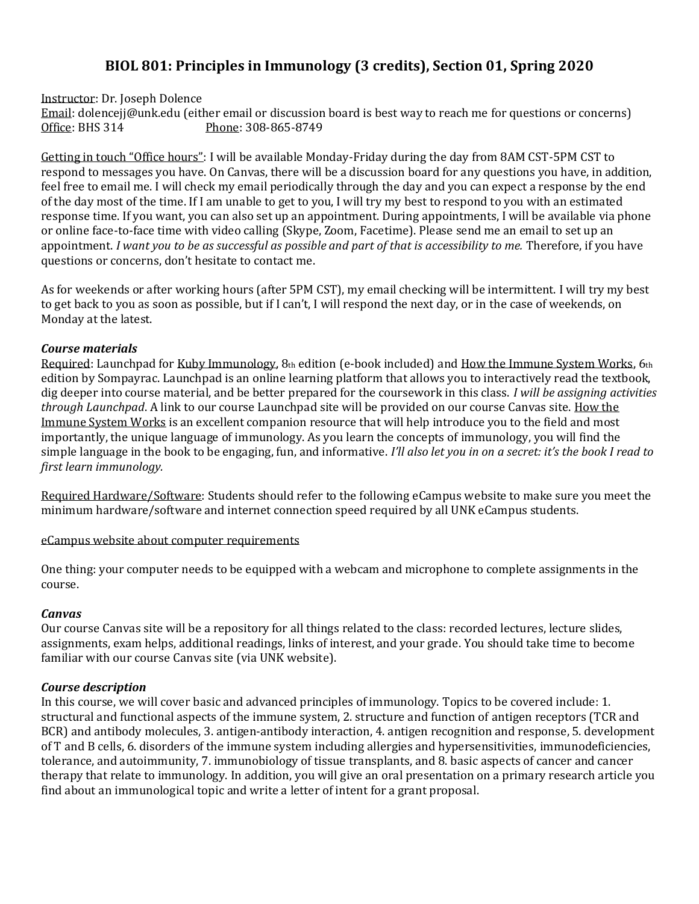# BIOL 801: Principles in Immunology (3 credits), Section 01, Spring 2020

Instructor: Dr. Joseph Dolence
Email: dolencejj@unk.edu (either email or discussion board is best way to reach me for questions or concerns)
Office: BHS 314 Phone: 308-865-8749

Getting in touch "Office hours": I will be available Monday-Friday during the day from 8AM CST-5PM CST to respond to messages you have. On Canvas, there will be a discussion board for any questions you have, in addition, feel free to email me. I will check my email periodically through the day and you can expect a response by the end of the day most of the time. If I am unable to get to you, I will try my best to respond to you with an estimated response time. If you want, you can also set up an appointment. During appointments, I will be available via phone or online face-to-face time with video calling (Skype, Zoom, Facetime). Please send me an email to set up an appointment. *I want you to be as successful as possible and part of that is accessibility to me.* Therefore, if you have questions or concerns, don't hesitate to contact me.

As for weekends or after working hours (after 5PM CST), my email checking will be intermittent. I will try my best to get back to you as soon as possible, but if I can't, I will respond the next day, or in the case of weekends, on Monday at the latest.

### *Course materials*

Required: Launchpad for Kuby Immunology, 8th edition (e-book included) and How the Immune System Works, 6th edition by Sompayrac. Launchpad is an online learning platform that allows you to interactively read the textbook, dig deeper into course material, and be better prepared for the coursework in this class. *I will be assigning activities through Launchpad*. A link to our course Launchpad site will be provided on our course Canvas site. How the Immune System Works is an excellent companion resource that will help introduce you to the field and most importantly, the unique language of immunology. As you learn the concepts of immunology, you will find the simple language in the book to be engaging, fun, and informative. *I'll also let you in on a secret: it's the book I read to first learn immunology.*

Required Hardware/Software: Students should refer to the following eCampus website to make sure you meet the minimum hardware/software and internet connection speed required by all UNK eCampus students.

eCampus website about computer requirements

One thing: your computer needs to be equipped with a webcam and microphone to complete assignments in the course.

### *Canvas*

Our course Canvas site will be a repository for all things related to the class: recorded lectures, lecture slides, assignments, exam helps, additional readings, links of interest, and your grade. You should take time to become familiar with our course Canvas site (via UNK website).

### *Course description*

In this course, we will cover basic and advanced principles of immunology. Topics to be covered include: 1. structural and functional aspects of the immune system, 2. structure and function of antigen receptors (TCR and BCR) and antibody molecules, 3. antigen-antibody interaction, 4. antigen recognition and response, 5. development of T and B cells, 6. disorders of the immune system including allergies and hypersensitivities, immunodeficiencies, tolerance, and autoimmunity, 7. immunobiology of tissue transplants, and 8. basic aspects of cancer and cancer therapy that relate to immunology. In addition, you will give an oral presentation on a primary research article you find about an immunological topic and write a letter of intent for a grant proposal.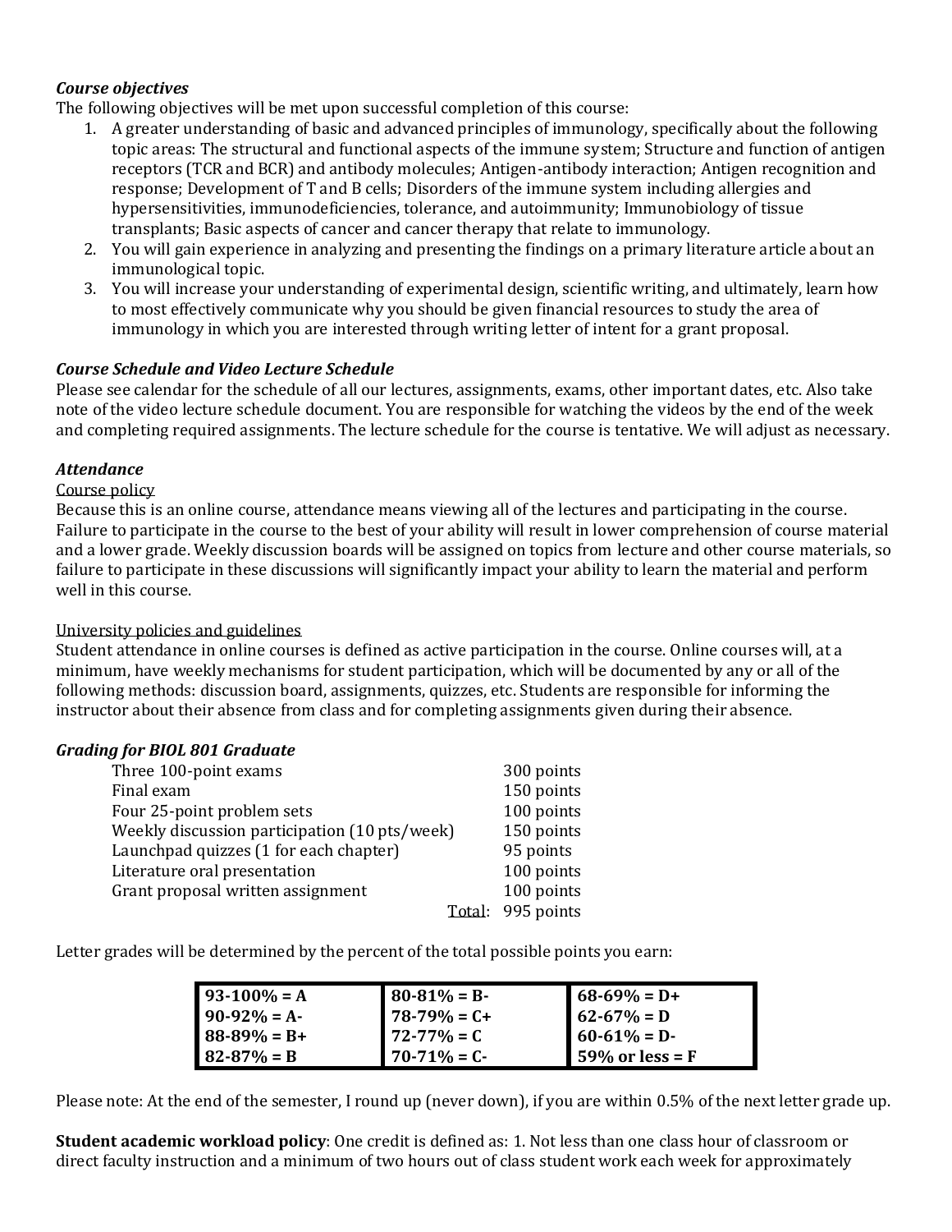### *Course objectives*

The following objectives will be met upon successful completion of this course:

1. A greater understanding of basic and advanced principles of immunology, specifically about the following topic areas: The structural and functional aspects of the immune system; Structure and function of antigen receptors (TCR and BCR) and antibody molecules; Antigen-antibody interaction; Antigen recognition and response; Development of T and B cells; Disorders of the immune system including allergies and hypersensitivities, immunodeficiencies, tolerance, and autoimmunity; Immunobiology of tissue transplants; Basic aspects of cancer and cancer therapy that relate to immunology.
2. You will gain experience in analyzing and presenting the findings on a primary literature article about an immunological topic.
3. You will increase your understanding of experimental design, scientific writing, and ultimately, learn how to most effectively communicate why you should be given financial resources to study the area of immunology in which you are interested through writing letter of intent for a grant proposal.

### *Course Schedule and Video Lecture Schedule*

Please see calendar for the schedule of all our lectures, assignments, exams, other important dates, etc. Also take note of the video lecture schedule document. You are responsible for watching the videos by the end of the week and completing required assignments. The lecture schedule for the course is tentative. We will adjust as necessary.

### *Attendance*

Course policy

Because this is an online course, attendance means viewing all of the lectures and participating in the course. Failure to participate in the course to the best of your ability will result in lower comprehension of course material and a lower grade. Weekly discussion boards will be assigned on topics from lecture and other course materials, so failure to participate in these discussions will significantly impact your ability to learn the material and perform well in this course.

University policies and guidelines

Student attendance in online courses is defined as active participation in the course. Online courses will, at a minimum, have weekly mechanisms for student participation, which will be documented by any or all of the following methods: discussion board, assignments, quizzes, etc. Students are responsible for informing the instructor about their absence from class and for completing assignments given during their absence.

### *Grading for BIOL 801 Graduate*

| Item | Points |
|---|---|
| Three 100-point exams | 300 points |
| Final exam | 150 points |
| Four 25-point problem sets | 100 points |
| Weekly discussion participation (10 pts/week) | 150 points |
| Launchpad quizzes (1 for each chapter) | 95 points |
| Literature oral presentation | 100 points |
| Grant proposal written assignment | 100 points |
| Total: | 995 points |

Letter grades will be determined by the percent of the total possible points you earn:

| | | |
|---|---|---|
| **93-100% = A** | **80-81% = B-** | **68-69% = D+** |
| **90-92% = A-** | **78-79% = C+** | **62-67% = D** |
| **88-89% = B+** | **72-77% = C** | **60-61% = D-** |
| **82-87% = B** | **70-71% = C-** | **59% or less = F** |

Please note: At the end of the semester, I round up (never down), if you are within 0.5% of the next letter grade up.

**Student academic workload policy**: One credit is defined as: 1. Not less than one class hour of classroom or direct faculty instruction and a minimum of two hours out of class student work each week for approximately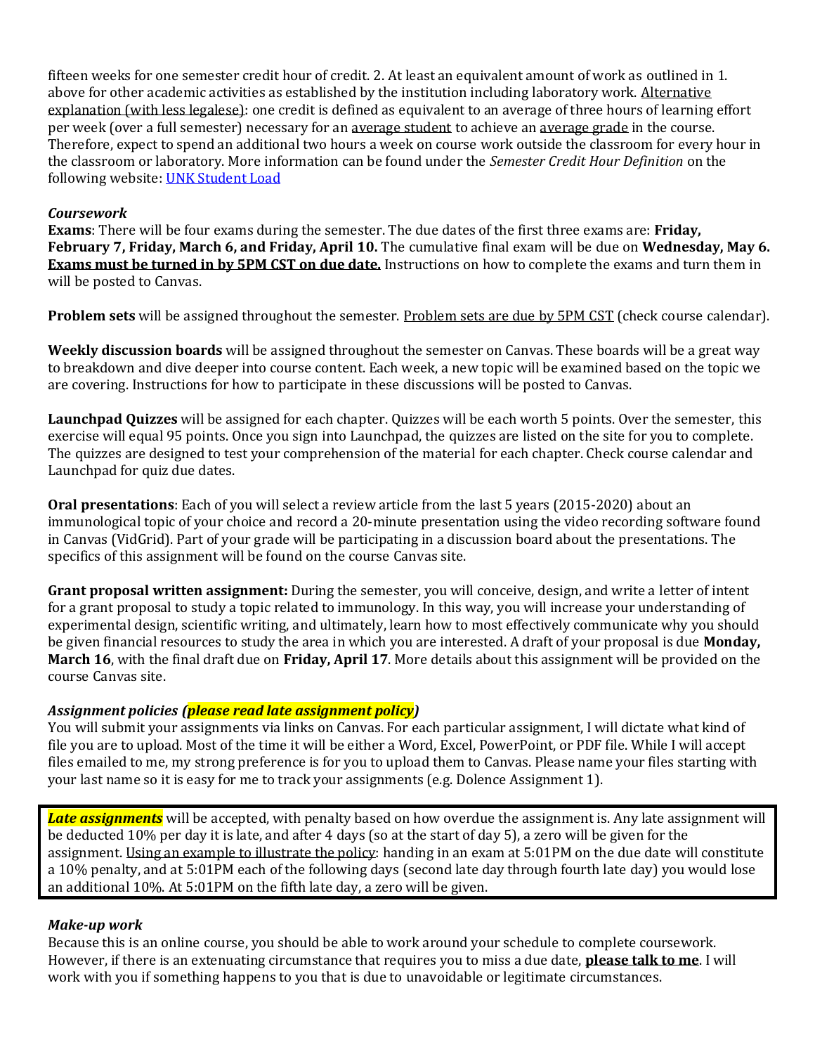fifteen weeks for one semester credit hour of credit. 2. At least an equivalent amount of work as outlined in 1. above for other academic activities as established by the institution including laboratory work. Alternative explanation (with less legalese): one credit is defined as equivalent to an average of three hours of learning effort per week (over a full semester) necessary for an average student to achieve an average grade in the course. Therefore, expect to spend an additional two hours a week on course work outside the classroom for every hour in the classroom or laboratory. More information can be found under the *Semester Credit Hour Definition* on the following website: [UNK Student Load]

### *Coursework*

**Exams**: There will be four exams during the semester. The due dates of the first three exams are: **Friday, February 7, Friday, March 6, and Friday, April 10.** The cumulative final exam will be due on **Wednesday, May 6. Exams must be turned in by 5PM CST on due date.** Instructions on how to complete the exams and turn them in will be posted to Canvas.

**Problem sets** will be assigned throughout the semester. Problem sets are due by 5PM CST (check course calendar).

**Weekly discussion boards** will be assigned throughout the semester on Canvas. These boards will be a great way to breakdown and dive deeper into course content. Each week, a new topic will be examined based on the topic we are covering. Instructions for how to participate in these discussions will be posted to Canvas.

**Launchpad Quizzes** will be assigned for each chapter. Quizzes will be each worth 5 points. Over the semester, this exercise will equal 95 points. Once you sign into Launchpad, the quizzes are listed on the site for you to complete. The quizzes are designed to test your comprehension of the material for each chapter. Check course calendar and Launchpad for quiz due dates.

**Oral presentations**: Each of you will select a review article from the last 5 years (2015-2020) about an immunological topic of your choice and record a 20-minute presentation using the video recording software found in Canvas (VidGrid). Part of your grade will be participating in a discussion board about the presentations. The specifics of this assignment will be found on the course Canvas site.

**Grant proposal written assignment:** During the semester, you will conceive, design, and write a letter of intent for a grant proposal to study a topic related to immunology. In this way, you will increase your understanding of experimental design, scientific writing, and ultimately, learn how to most effectively communicate why you should be given financial resources to study the area in which you are interested. A draft of your proposal is due **Monday, March 16**, with the final draft due on **Friday, April 17**. More details about this assignment will be provided on the course Canvas site.

### *Assignment policies (please read late assignment policy)*

You will submit your assignments via links on Canvas. For each particular assignment, I will dictate what kind of file you are to upload. Most of the time it will be either a Word, Excel, PowerPoint, or PDF file. While I will accept files emailed to me, my strong preference is for you to upload them to Canvas. Please name your files starting with your last name so it is easy for me to track your assignments (e.g. Dolence Assignment 1).

***Late assignments*** will be accepted, with penalty based on how overdue the assignment is. Any late assignment will be deducted 10% per day it is late, and after 4 days (so at the start of day 5), a zero will be given for the assignment. Using an example to illustrate the policy: handing in an exam at 5:01PM on the due date will constitute a 10% penalty, and at 5:01PM each of the following days (second late day through fourth late day) you would lose an additional 10%. At 5:01PM on the fifth late day, a zero will be given.

### *Make-up work*

Because this is an online course, you should be able to work around your schedule to complete coursework. However, if there is an extenuating circumstance that requires you to miss a due date, **please talk to me**. I will work with you if something happens to you that is due to unavoidable or legitimate circumstances.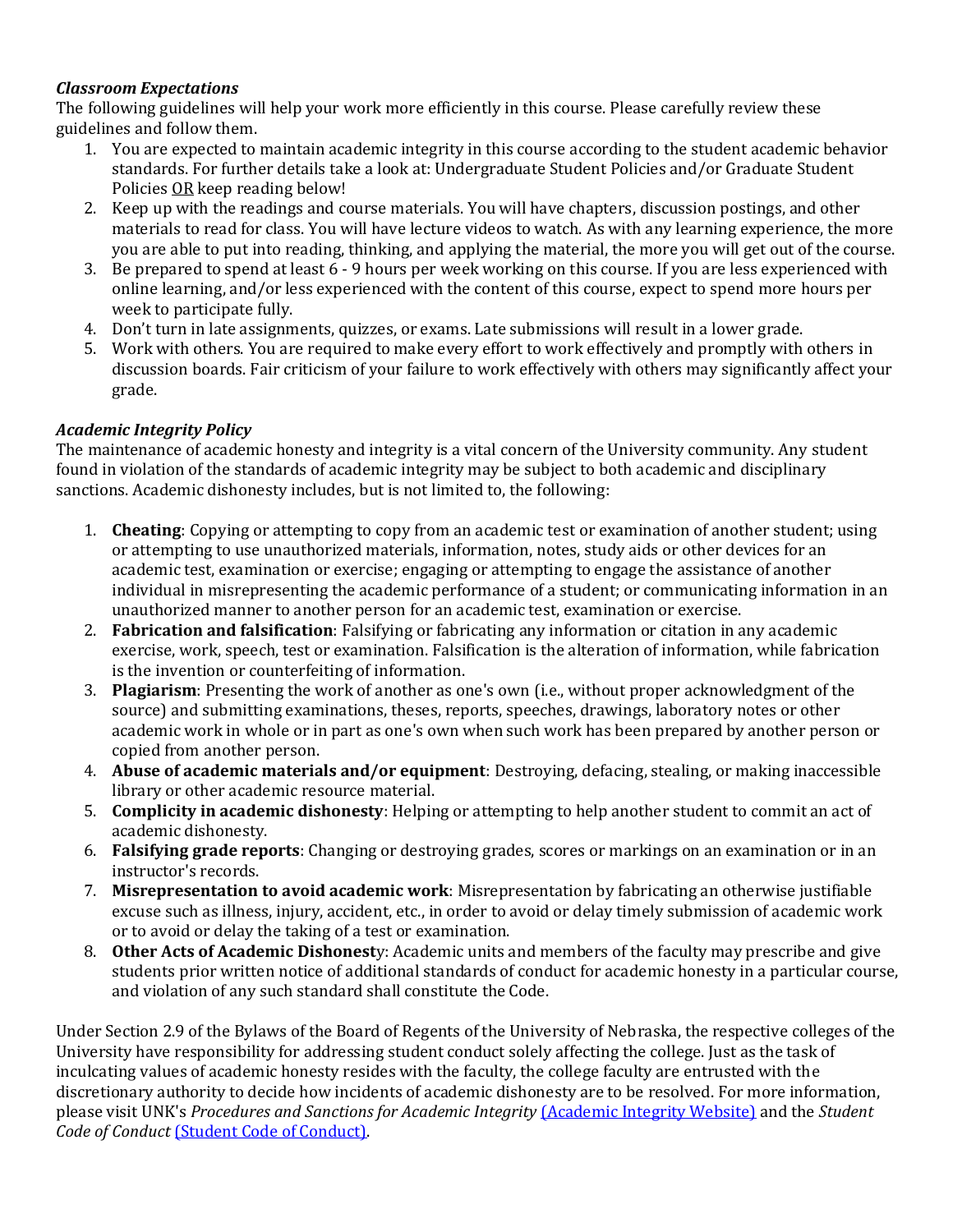*Classroom Expectations*

The following guidelines will help your work more efficiently in this course. Please carefully review these guidelines and follow them.

1. You are expected to maintain academic integrity in this course according to the student academic behavior standards. For further details take a look at: Undergraduate Student Policies and/or Graduate Student Policies <u>OR</u> keep reading below!
2. Keep up with the readings and course materials. You will have chapters, discussion postings, and other materials to read for class. You will have lecture videos to watch. As with any learning experience, the more you are able to put into reading, thinking, and applying the material, the more you will get out of the course.
3. Be prepared to spend at least 6 - 9 hours per week working on this course. If you are less experienced with online learning, and/or less experienced with the content of this course, expect to spend more hours per week to participate fully.
4. Don't turn in late assignments, quizzes, or exams. Late submissions will result in a lower grade.
5. Work with others. You are required to make every effort to work effectively and promptly with others in discussion boards. Fair criticism of your failure to work effectively with others may significantly affect your grade.

*Academic Integrity Policy*

The maintenance of academic honesty and integrity is a vital concern of the University community. Any student found in violation of the standards of academic integrity may be subject to both academic and disciplinary sanctions. Academic dishonesty includes, but is not limited to, the following:

1. **Cheating**: Copying or attempting to copy from an academic test or examination of another student; using or attempting to use unauthorized materials, information, notes, study aids or other devices for an academic test, examination or exercise; engaging or attempting to engage the assistance of another individual in misrepresenting the academic performance of a student; or communicating information in an unauthorized manner to another person for an academic test, examination or exercise.
2. **Fabrication and falsification**: Falsifying or fabricating any information or citation in any academic exercise, work, speech, test or examination. Falsification is the alteration of information, while fabrication is the invention or counterfeiting of information.
3. **Plagiarism**: Presenting the work of another as one's own (i.e., without proper acknowledgment of the source) and submitting examinations, theses, reports, speeches, drawings, laboratory notes or other academic work in whole or in part as one's own when such work has been prepared by another person or copied from another person.
4. **Abuse of academic materials and/or equipment**: Destroying, defacing, stealing, or making inaccessible library or other academic resource material.
5. **Complicity in academic dishonesty**: Helping or attempting to help another student to commit an act of academic dishonesty.
6. **Falsifying grade reports**: Changing or destroying grades, scores or markings on an examination or in an instructor's records.
7. **Misrepresentation to avoid academic work**: Misrepresentation by fabricating an otherwise justifiable excuse such as illness, injury, accident, etc., in order to avoid or delay timely submission of academic work or to avoid or delay the taking of a test or examination.
8. **Other Acts of Academic Dishonest**y: Academic units and members of the faculty may prescribe and give students prior written notice of additional standards of conduct for academic honesty in a particular course, and violation of any such standard shall constitute the Code.

Under Section 2.9 of the Bylaws of the Board of Regents of the University of Nebraska, the respective colleges of the University have responsibility for addressing student conduct solely affecting the college. Just as the task of inculcating values of academic honesty resides with the faculty, the college faculty are entrusted with the discretionary authority to decide how incidents of academic dishonesty are to be resolved. For more information, please visit UNK's *Procedures and Sanctions for Academic Integrity* (Academic Integrity Website) and the *Student Code of Conduct* (Student Code of Conduct).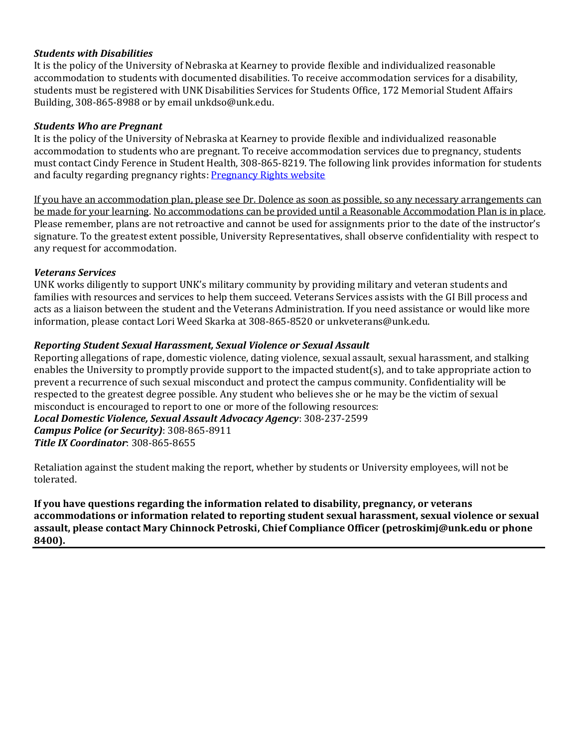***Students with Disabilities***

It is the policy of the University of Nebraska at Kearney to provide flexible and individualized reasonable accommodation to students with documented disabilities. To receive accommodation services for a disability, students must be registered with UNK Disabilities Services for Students Office, 172 Memorial Student Affairs Building, 308-865-8988 or by email unkdso@unk.edu.

***Students Who are Pregnant***

It is the policy of the University of Nebraska at Kearney to provide flexible and individualized reasonable accommodation to students who are pregnant. To receive accommodation services due to pregnancy, students must contact Cindy Ference in Student Health, 308-865-8219. The following link provides information for students and faculty regarding pregnancy rights: Pregnancy Rights website

<u>If you have an accommodation plan, please see Dr. Dolence as soon as possible, so any necessary arrangements can be made for your learning</u>. <u>No accommodations can be provided until a Reasonable Accommodation Plan is in place</u>. Please remember, plans are not retroactive and cannot be used for assignments prior to the date of the instructor's signature. To the greatest extent possible, University Representatives, shall observe confidentiality with respect to any request for accommodation.

***Veterans Services***

UNK works diligently to support UNK's military community by providing military and veteran students and families with resources and services to help them succeed. Veterans Services assists with the GI Bill process and acts as a liaison between the student and the Veterans Administration. If you need assistance or would like more information, please contact Lori Weed Skarka at 308-865-8520 or unkveterans@unk.edu.

***Reporting Student Sexual Harassment, Sexual Violence or Sexual Assault***

Reporting allegations of rape, domestic violence, dating violence, sexual assault, sexual harassment, and stalking enables the University to promptly provide support to the impacted student(s), and to take appropriate action to prevent a recurrence of such sexual misconduct and protect the campus community. Confidentiality will be respected to the greatest degree possible. Any student who believes she or he may be the victim of sexual misconduct is encouraged to report to one or more of the following resources:

***Local Domestic Violence, Sexual Assault Advocacy Agency***: 308-237-2599
***Campus Police (or Security)***: 308-865-8911
***Title IX Coordinator***: 308-865-8655

Retaliation against the student making the report, whether by students or University employees, will not be tolerated.

**If you have questions regarding the information related to disability, pregnancy, or veterans accommodations or information related to reporting student sexual harassment, sexual violence or sexual assault, please contact Mary Chinnock Petroski, Chief Compliance Officer (petroskimj@unk.edu or phone 8400).**